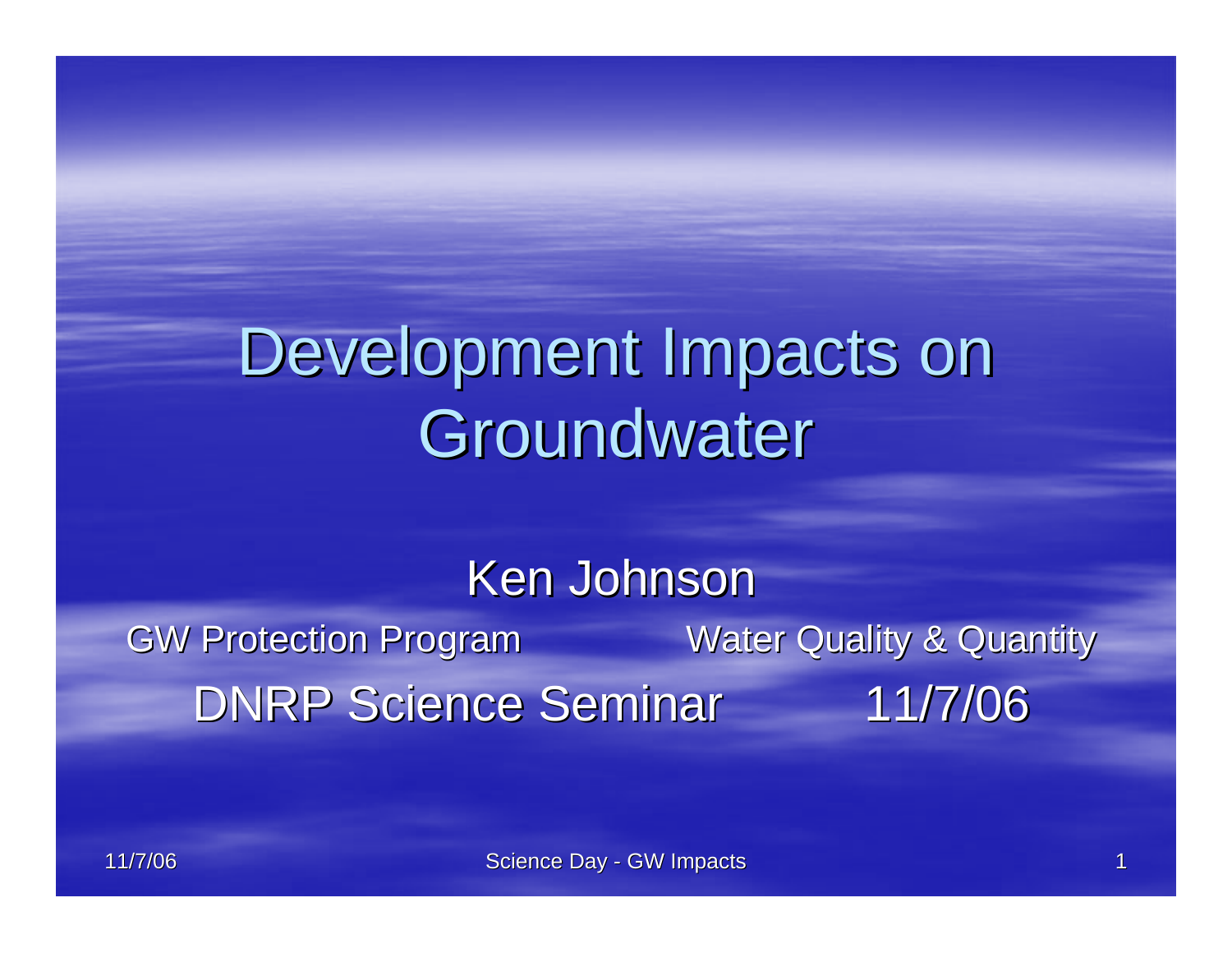# Development Impacts on Groundwater

Ken Johnson

GW Protection Program — Water Quality & Quantity

DNRP Science Seminar — 11/7/06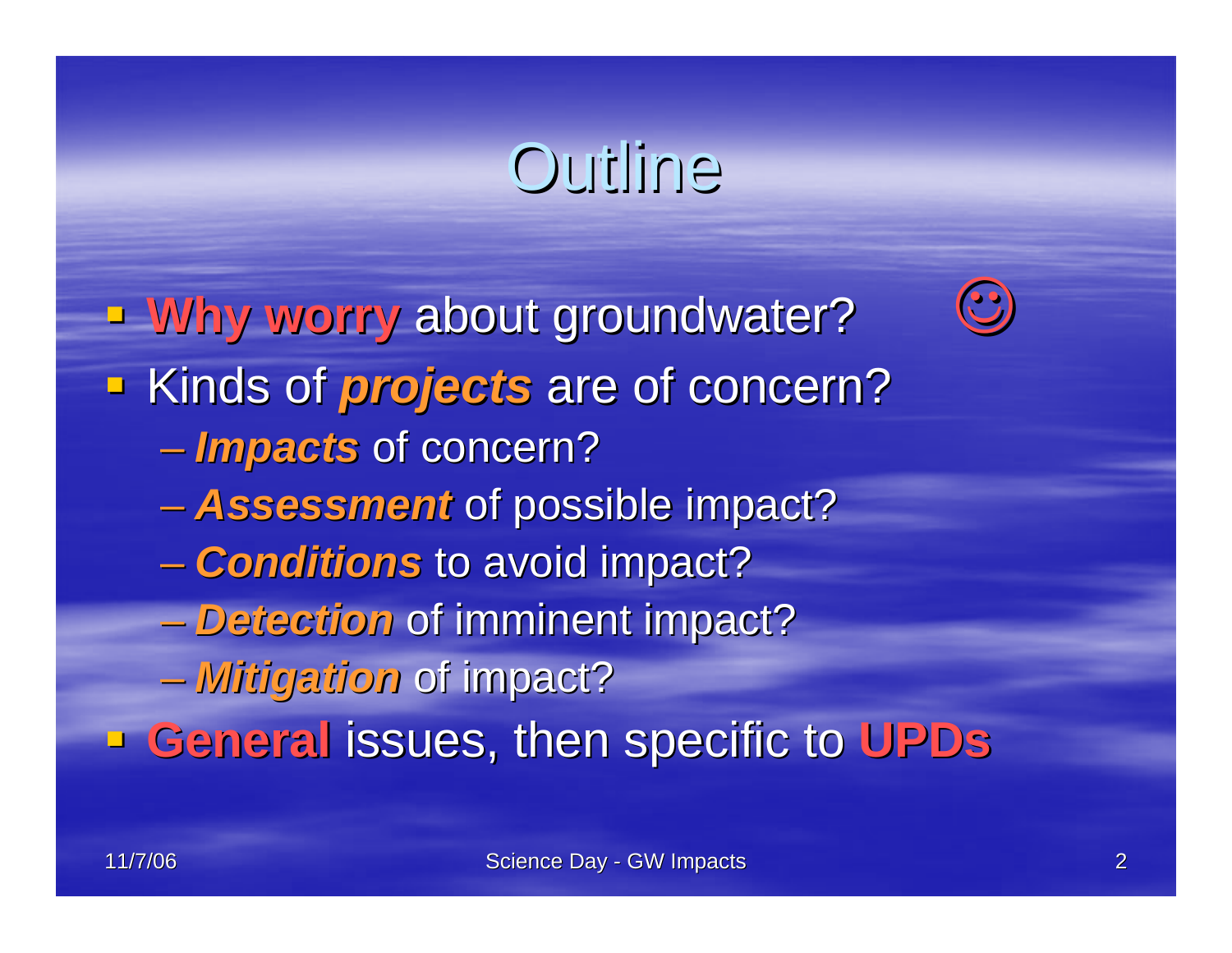# Outline

- **Why worry** about groundwater? ☺
- Kinds of ***projects*** are of concern?
  - ***Impacts*** of concern?
  - ***Assessment*** of possible impact?
  - ***Conditions*** to avoid impact?
  - ***Detection*** of imminent impact?
  - ***Mitigation*** of impact?
- **General** issues, then specific to **UPDs**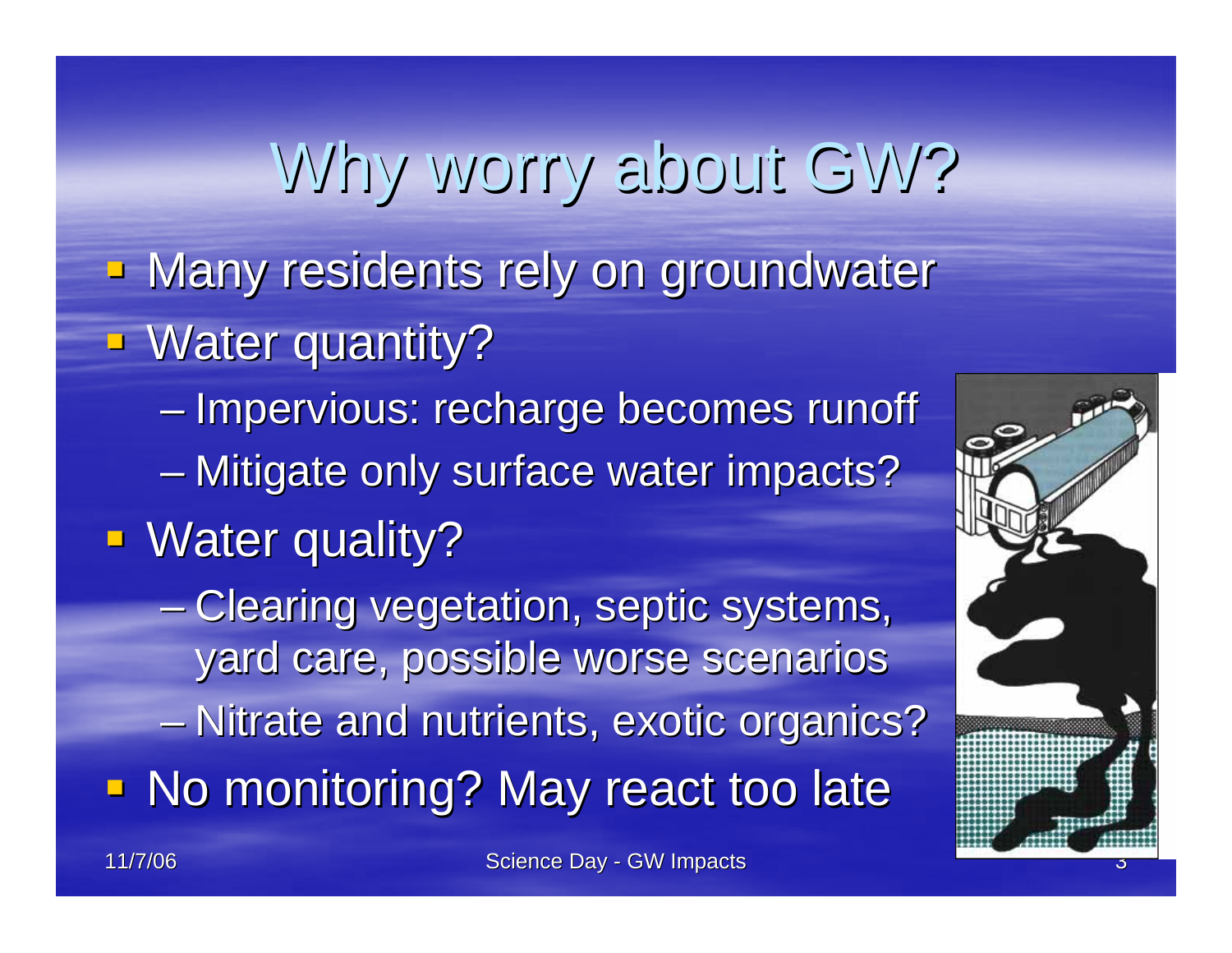# Why worry about GW?

- Many residents rely on groundwater
- Water quantity?
  - Impervious: recharge becomes runoff
  - Mitigate only surface water impacts?
- Water quality?
  - Clearing vegetation, septic systems, yard care, possible worse scenarios
  - Nitrate and nutrients, exotic organics?
- No monitoring? May react too late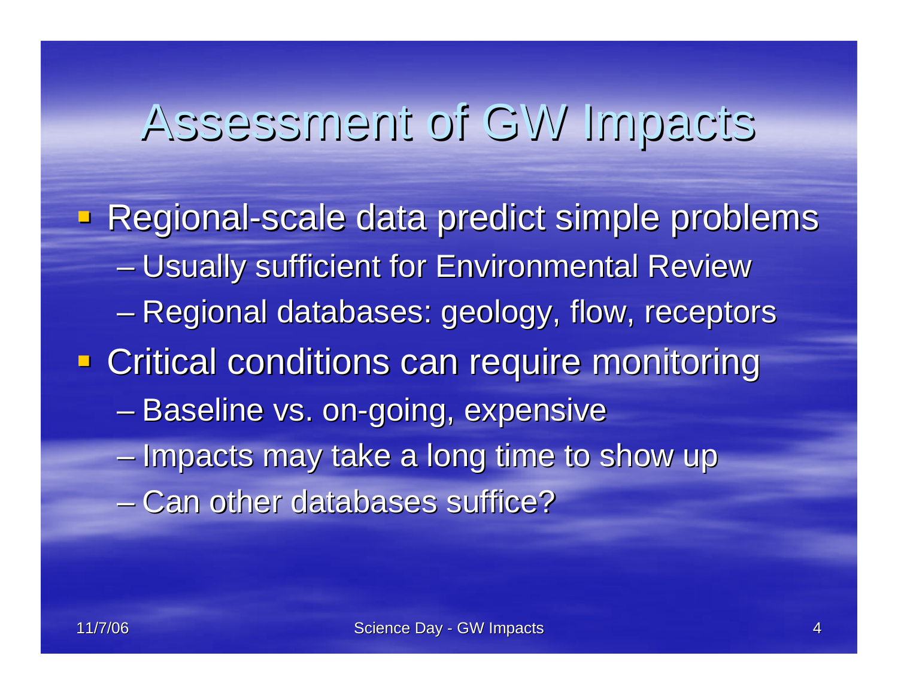# Assessment of GW Impacts

- Regional-scale data predict simple problems
  - Usually sufficient for Environmental Review
  - Regional databases: geology, flow, receptors
- Critical conditions can require monitoring
  - Baseline vs. on-going, expensive
  - Impacts may take a long time to show up
  - Can other databases suffice?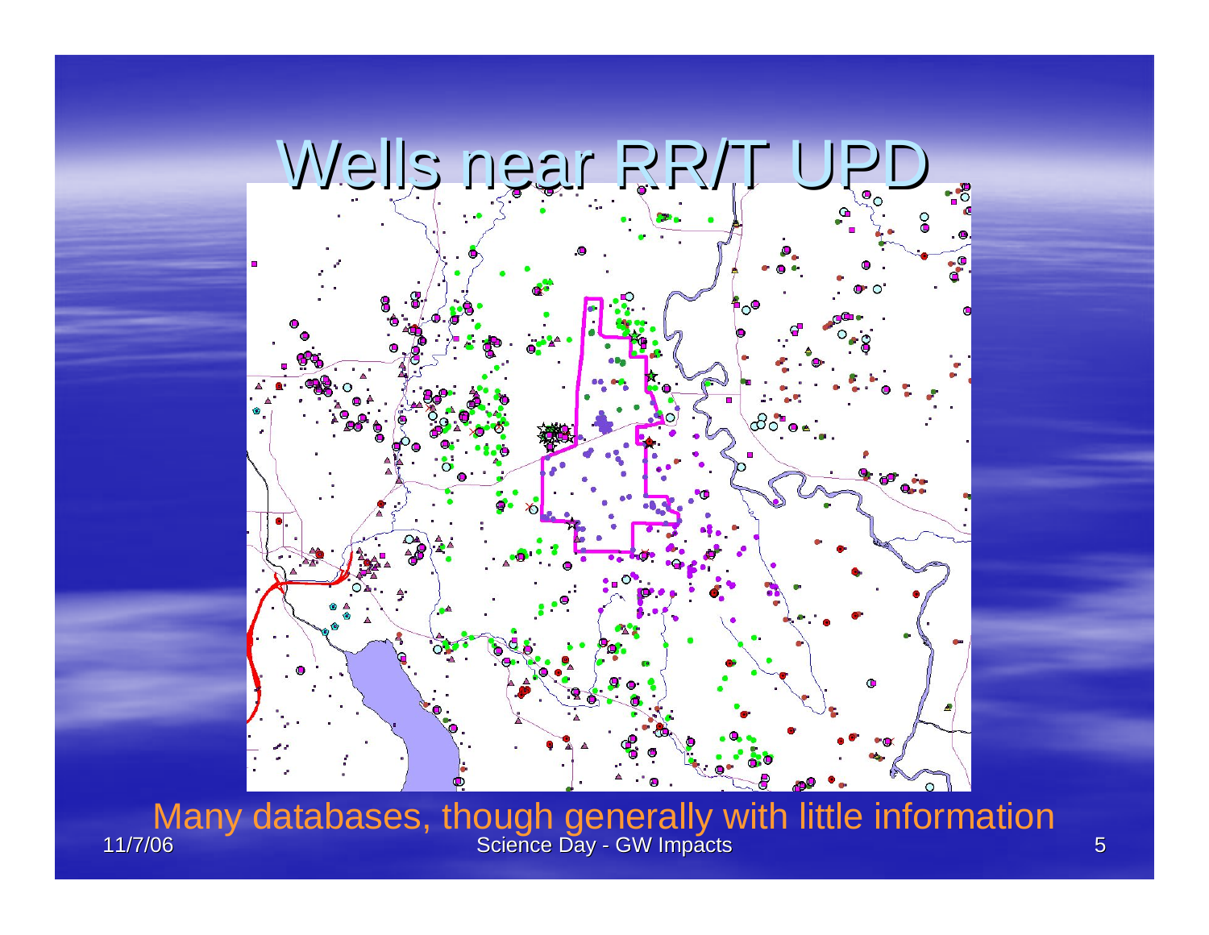# Wells near RR/T UPD

Many databases, though generally with little information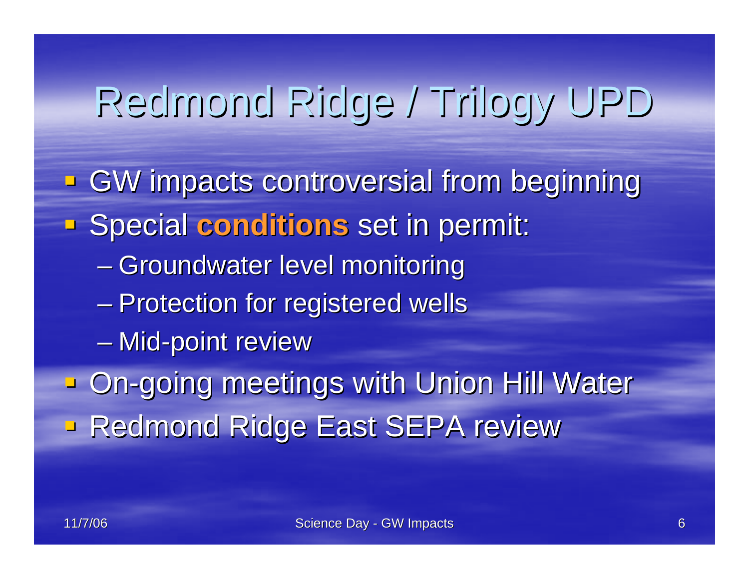# Redmond Ridge / Trilogy UPD

- GW impacts controversial from beginning
- Special **conditions** set in permit:
  - Groundwater level monitoring
  - Protection for registered wells
  - Mid-point review
- On-going meetings with Union Hill Water
- Redmond Ridge East SEPA review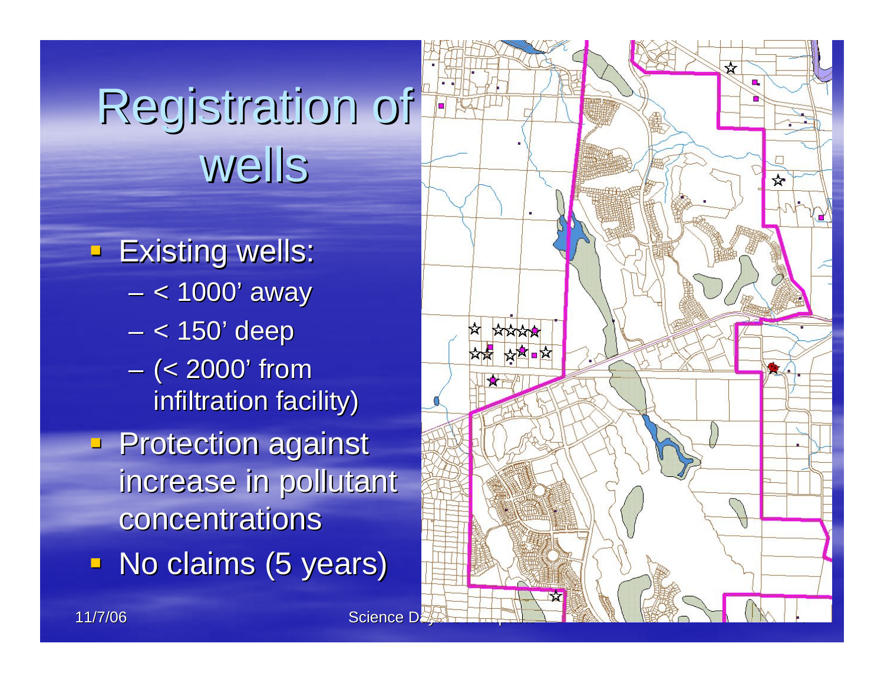# Registration of wells

- Existing wells:
  - < 1000' away
  - < 150' deep
  - (< 2000' from infiltration facility)
- Protection against increase in pollutant concentrations
- No claims (5 years)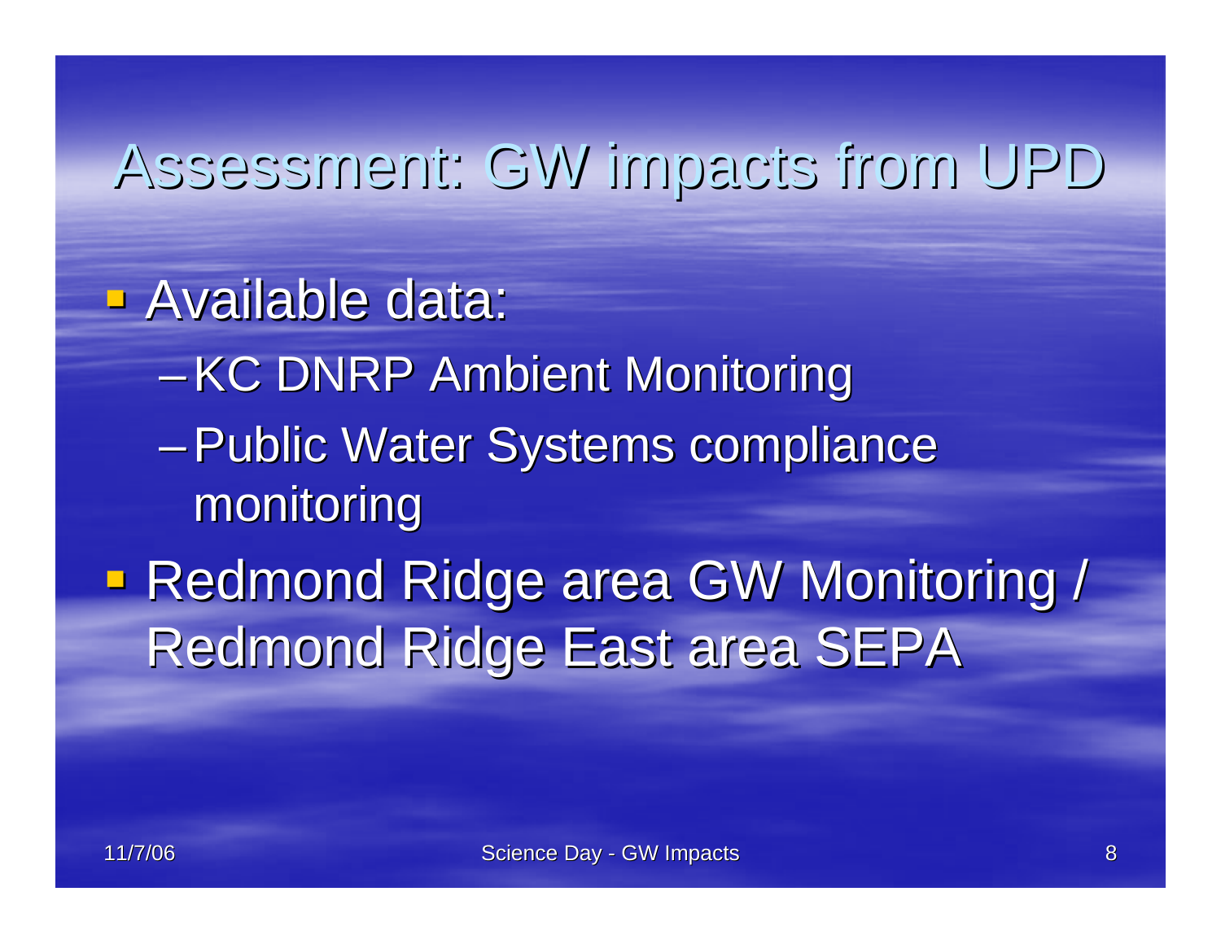# Assessment: GW impacts from UPD

- Available data:
  - KC DNRP Ambient Monitoring
  - Public Water Systems compliance monitoring
- Redmond Ridge area GW Monitoring / Redmond Ridge East area SEPA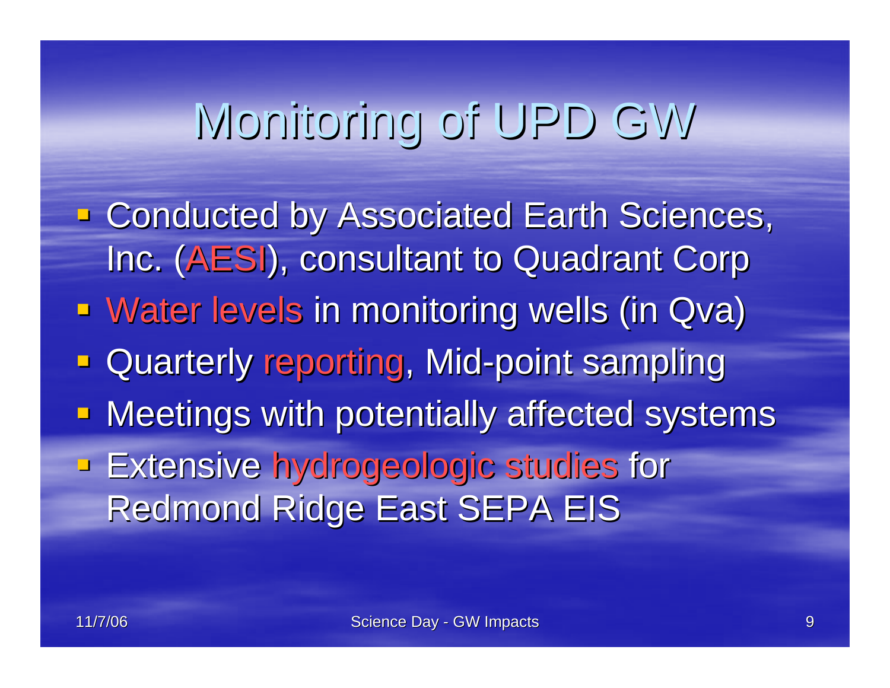# Monitoring of UPD GW

- Conducted by Associated Earth Sciences, Inc. (AESI), consultant to Quadrant Corp
- Water levels in monitoring wells (in Qva)
- Quarterly reporting, Mid-point sampling
- Meetings with potentially affected systems
- Extensive hydrogeologic studies for Redmond Ridge East SEPA EIS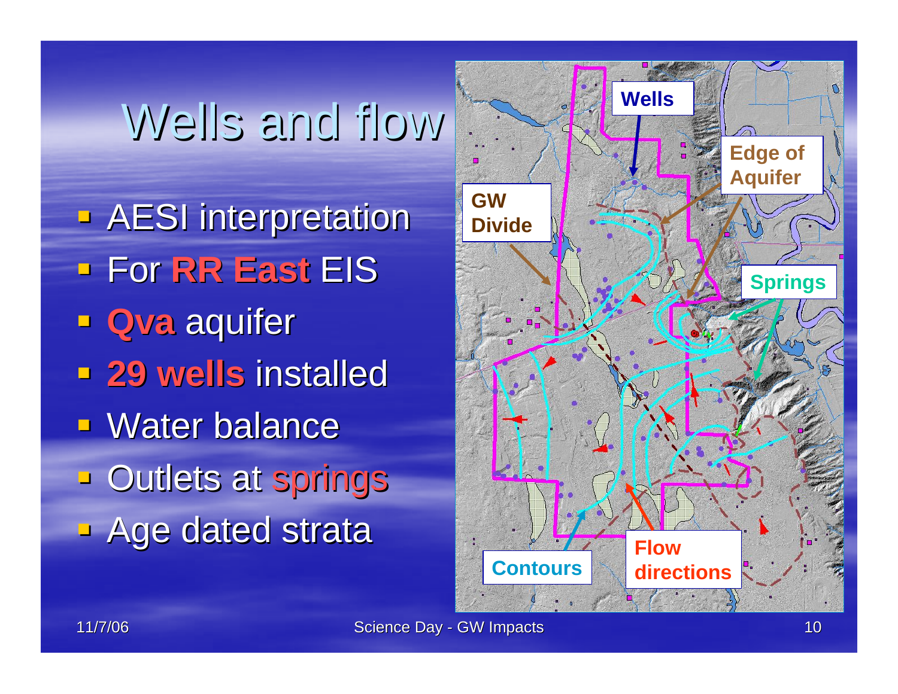# Wells and flow

- AESI interpretation
- For **RR East** EIS
- **Qva** aquifer
- **29 wells** installed
- Water balance
- Outlets at springs
- Age dated strata

Wells

Edge of Aquifer

GW Divide

Springs

Contours

Flow directions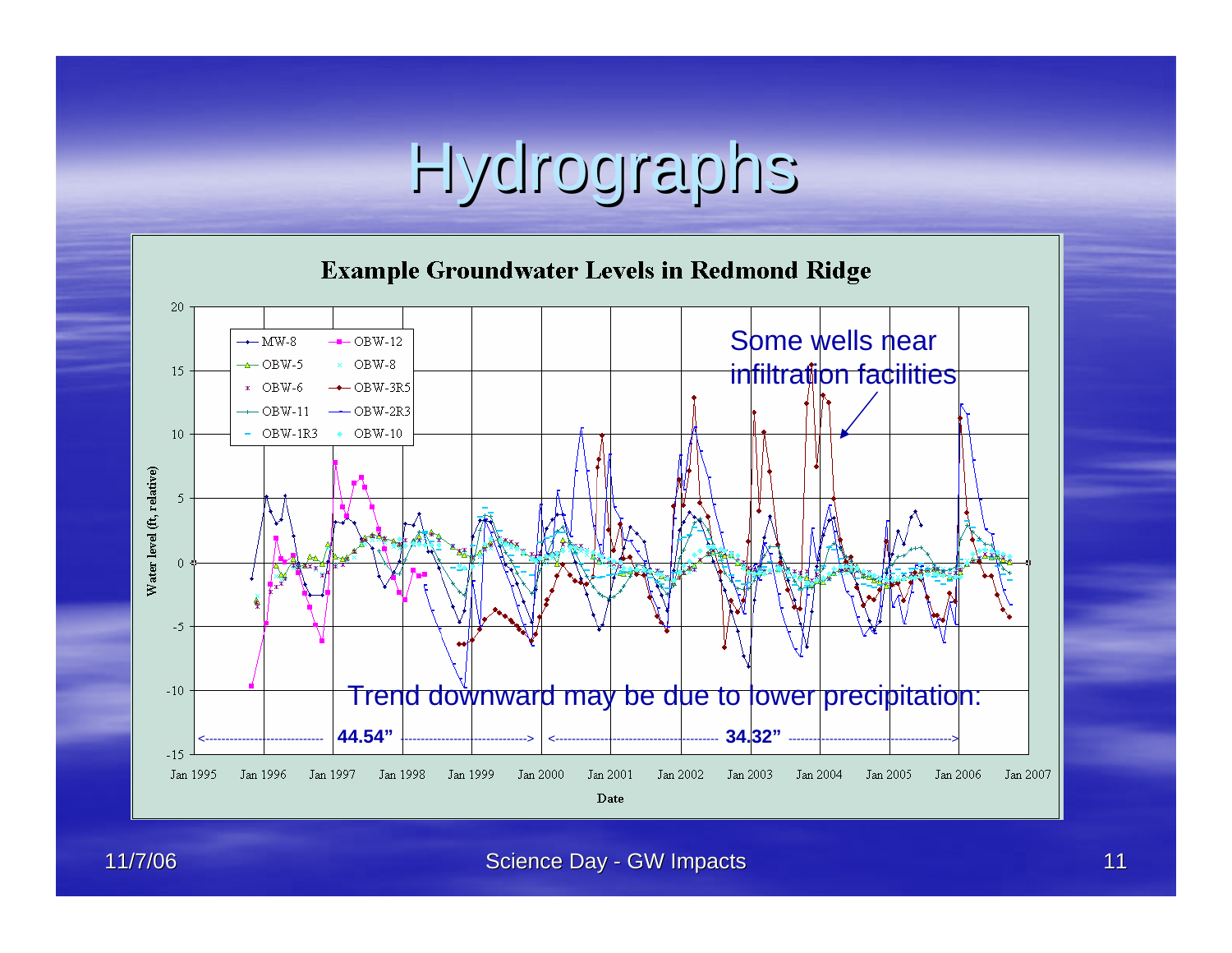# Hydrographs

**Example Groundwater Levels in Redmond Ridge**

Some wells near infiltration facilities

Trend downward may be due to lower precipitation:

<---------- **44.54"** ----------> <---------- **34.32"** ---------->

Legend: MW-8, OBW-12, OBW-5, OBW-8, OBW-6, OBW-3R5, OBW-11, OBW-2R3, OBW-1R3, OBW-10

Water level (ft, relative)

Date

11/7/06 — Science Day - GW Impacts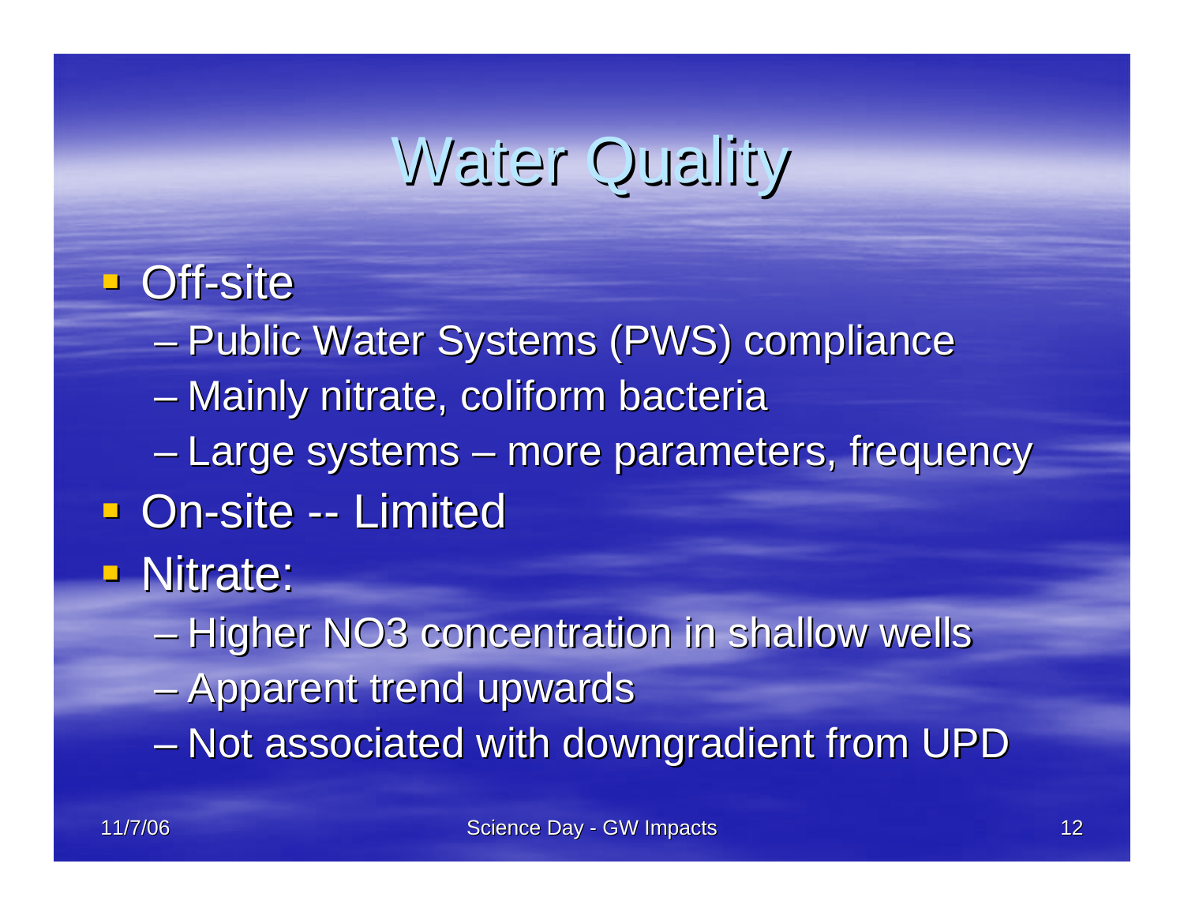# Water Quality

- Off-site
  - Public Water Systems (PWS) compliance
  - Mainly nitrate, coliform bacteria
  - Large systems – more parameters, frequency
- On-site -- Limited
- Nitrate:
  - Higher NO3 concentration in shallow wells
  - Apparent trend upwards
  - Not associated with downgradient from UPD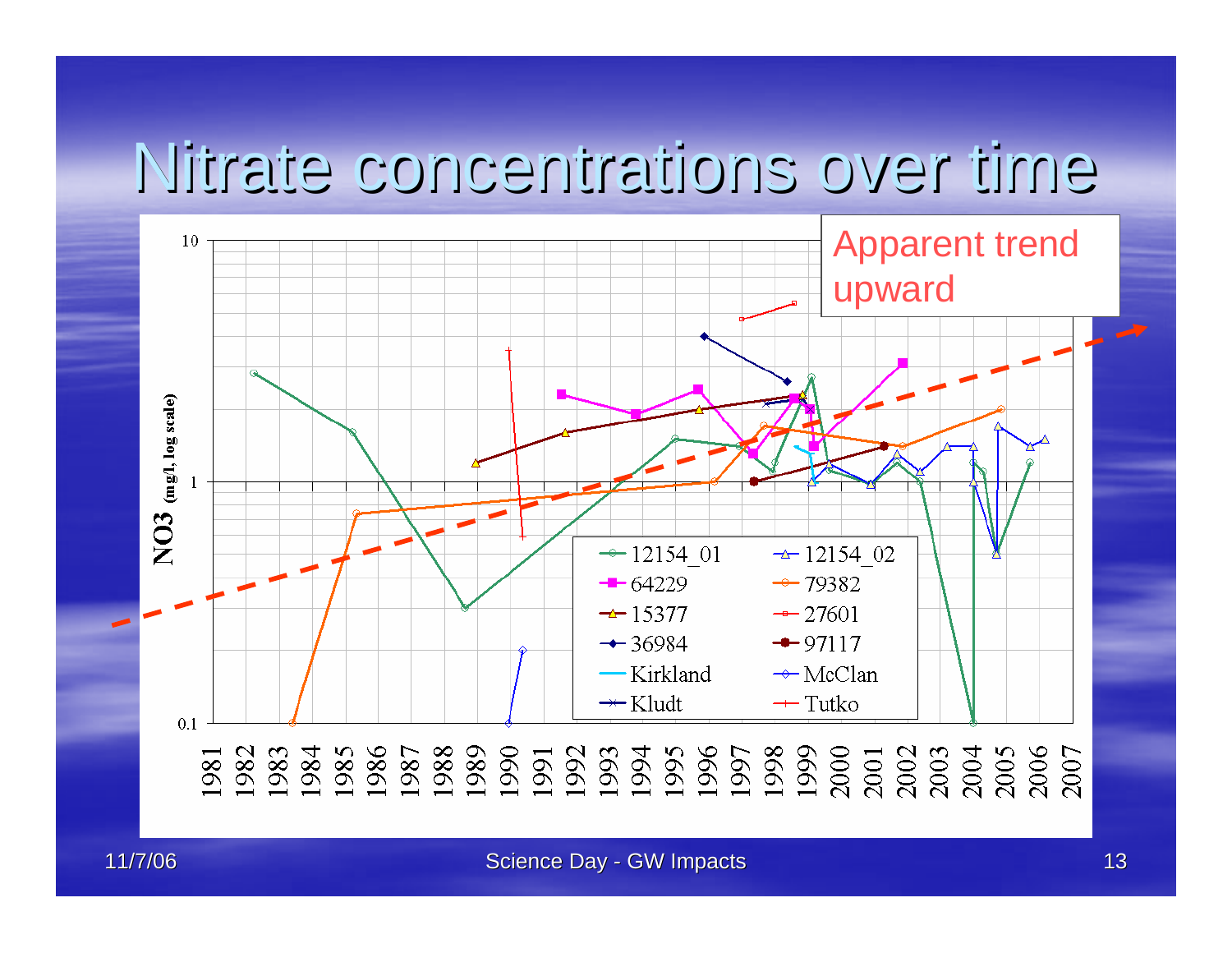# Nitrate concentrations over time

Apparent trend upward

$NO_3$ (mg/l, log scale)

Legend: 12154_01, 12154_02, 64229, 79382, 15377, 27601, 36984, 97117, Kirkland, McClan, Kludt, Tutko

Y-axis: 0.1, 1, 10

X-axis: 1981, 1982, 1983, 1984, 1985, 1986, 1987, 1988, 1989, 1990, 1991, 1992, 1993, 1994, 1995, 1996, 1997, 1998, 1999, 2000, 2001, 2002, 2003, 2004, 2005, 2006, 2007

11/7/06 Science Day - GW Impacts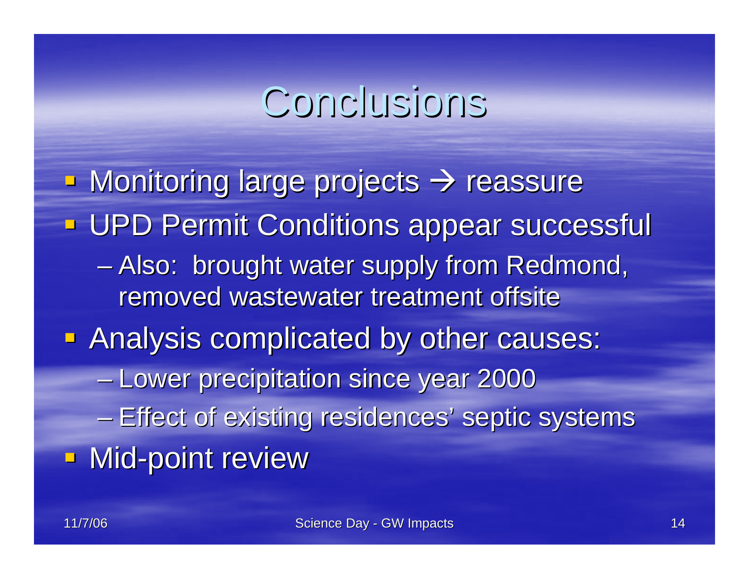# Conclusions

- Monitoring large projects → reassure
- UPD Permit Conditions appear successful
  - Also: brought water supply from Redmond, removed wastewater treatment offsite
- Analysis complicated by other causes:
  - Lower precipitation since year 2000
  - Effect of existing residences' septic systems
- Mid-point review